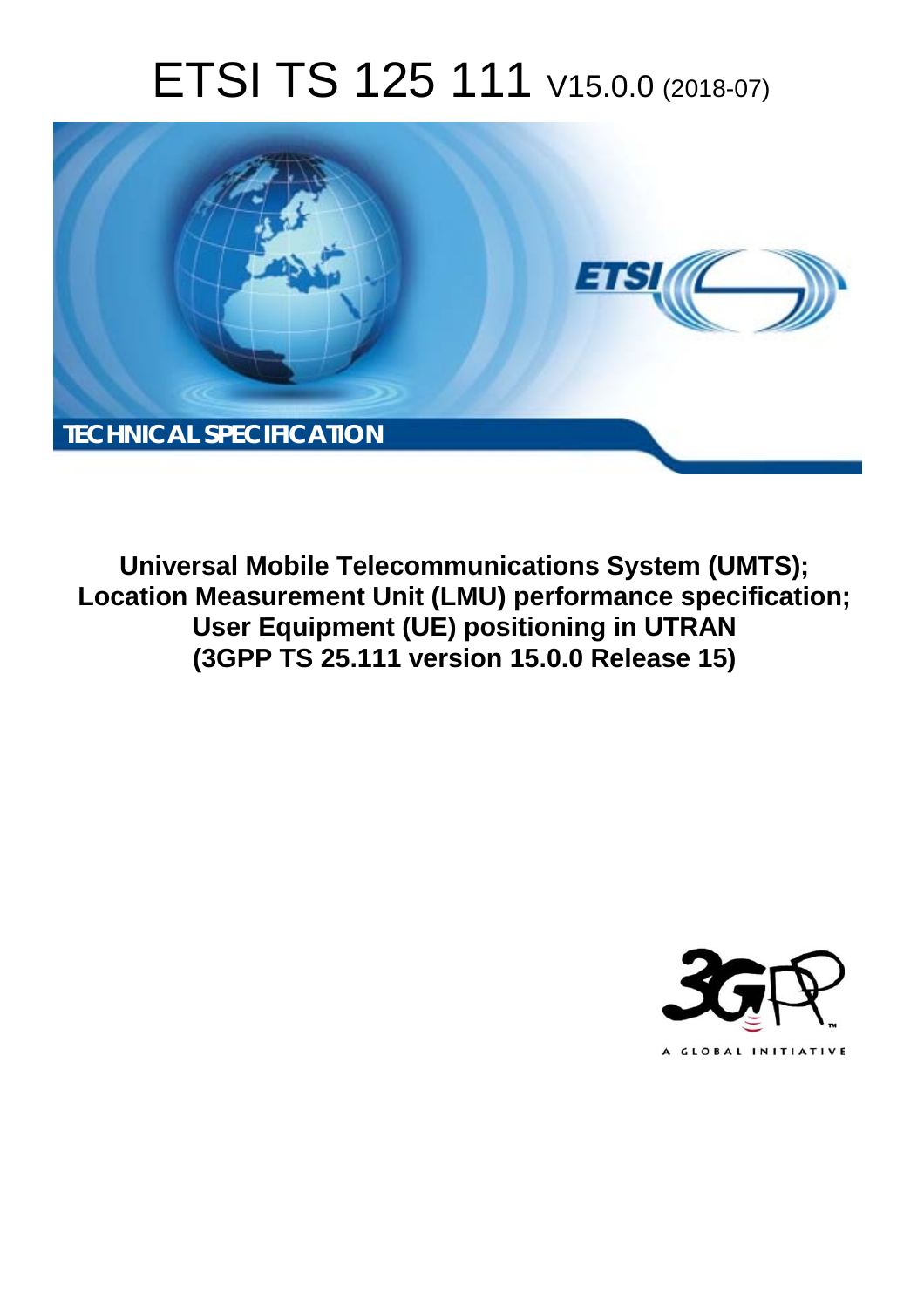# ETSI TS 125 111 V15.0.0 (2018-07)

TECHNICAL SPECIFICATION

**Universal Mobile Telecommunications System (UMTS); Location Measurement Unit (LMU) performance specification; User Equipment (UE) positioning in UTRAN (3GPP TS 25.111 version 15.0.0 Release 15)**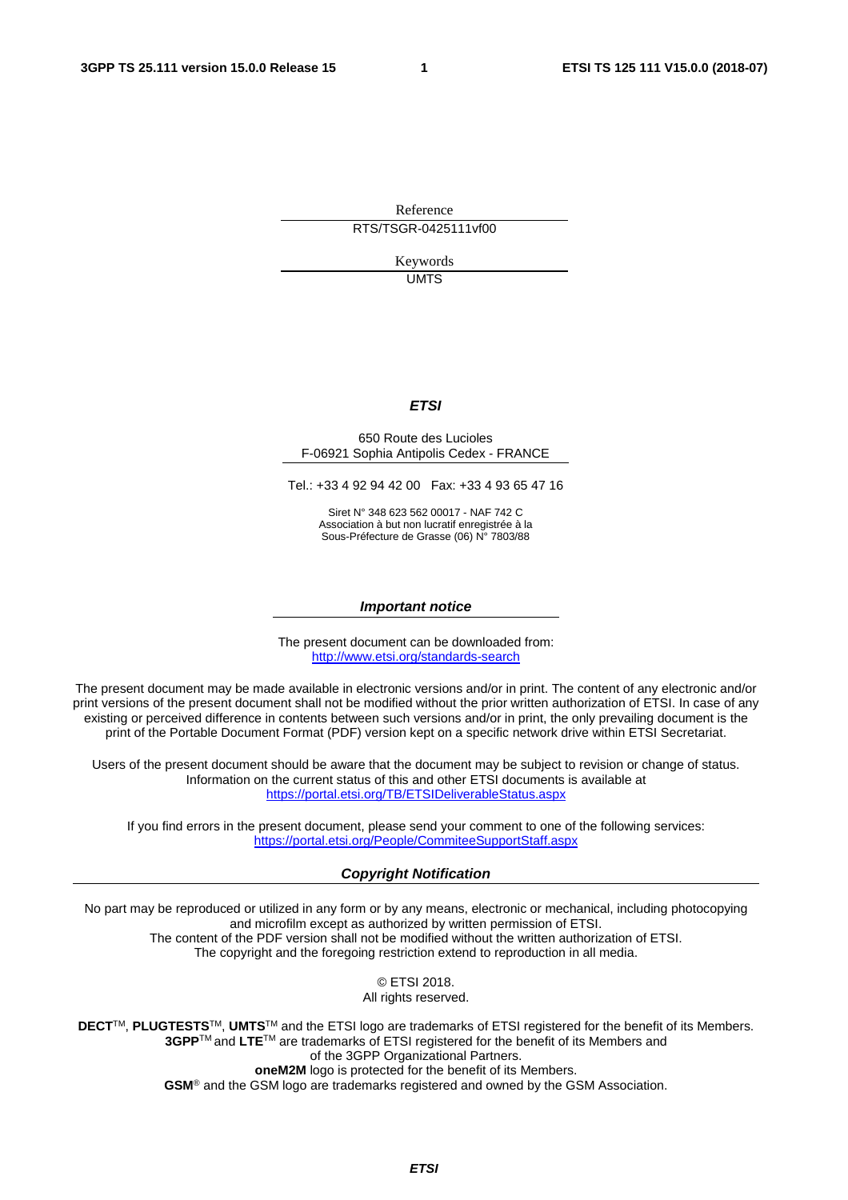Reference

RTS/TSGR-0425111vf00

Keywords

UMTS

***ETSI***

650 Route des Lucioles
F-06921 Sophia Antipolis Cedex - FRANCE

Tel.: +33 4 92 94 42 00   Fax: +33 4 93 65 47 16

Siret N° 348 623 562 00017 - NAF 742 C
Association à but non lucratif enregistrée à la
Sous-Préfecture de Grasse (06) N° 7803/88

***Important notice***

The present document can be downloaded from:
http://www.etsi.org/standards-search

The present document may be made available in electronic versions and/or in print. The content of any electronic and/or print versions of the present document shall not be modified without the prior written authorization of ETSI. In case of any existing or perceived difference in contents between such versions and/or in print, the only prevailing document is the print of the Portable Document Format (PDF) version kept on a specific network drive within ETSI Secretariat.

Users of the present document should be aware that the document may be subject to revision or change of status. Information on the current status of this and other ETSI documents is available at
https://portal.etsi.org/TB/ETSIDeliverableStatus.aspx

If you find errors in the present document, please send your comment to one of the following services:
https://portal.etsi.org/People/CommiteeSupportStaff.aspx

***Copyright Notification***

No part may be reproduced or utilized in any form or by any means, electronic or mechanical, including photocopying and microfilm except as authorized by written permission of ETSI.
The content of the PDF version shall not be modified without the written authorization of ETSI.
The copyright and the foregoing restriction extend to reproduction in all media.

© ETSI 2018.
All rights reserved.

**DECT**™, **PLUGTESTS**™, **UMTS**™ and the ETSI logo are trademarks of ETSI registered for the benefit of its Members.
**3GPP**™ and **LTE**™ are trademarks of ETSI registered for the benefit of its Members and of the 3GPP Organizational Partners.
**oneM2M** logo is protected for the benefit of its Members.
**GSM**® and the GSM logo are trademarks registered and owned by the GSM Association.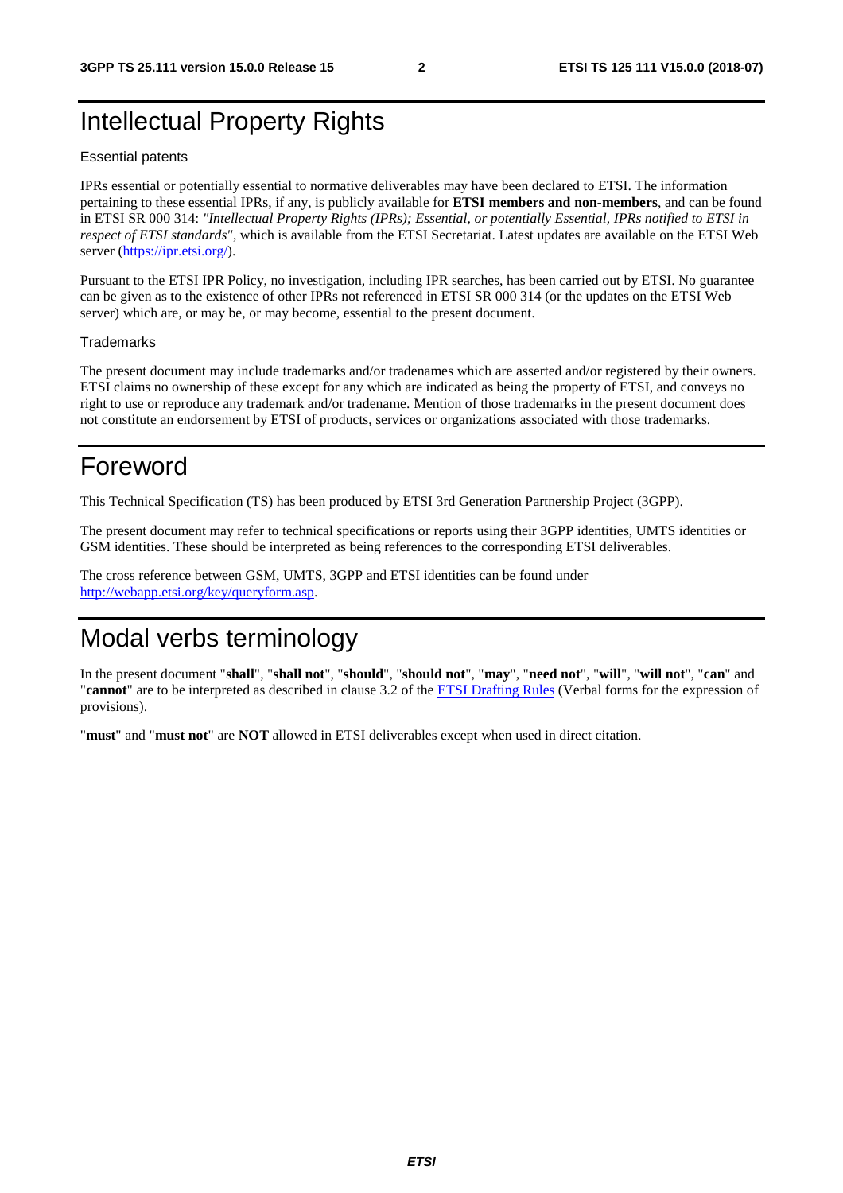# Intellectual Property Rights

Essential patents

IPRs essential or potentially essential to normative deliverables may have been declared to ETSI. The information pertaining to these essential IPRs, if any, is publicly available for **ETSI members and non-members**, and can be found in ETSI SR 000 314: *"Intellectual Property Rights (IPRs); Essential, or potentially Essential, IPRs notified to ETSI in respect of ETSI standards"*, which is available from the ETSI Secretariat. Latest updates are available on the ETSI Web server (https://ipr.etsi.org/).

Pursuant to the ETSI IPR Policy, no investigation, including IPR searches, has been carried out by ETSI. No guarantee can be given as to the existence of other IPRs not referenced in ETSI SR 000 314 (or the updates on the ETSI Web server) which are, or may be, or may become, essential to the present document.

Trademarks

The present document may include trademarks and/or tradenames which are asserted and/or registered by their owners. ETSI claims no ownership of these except for any which are indicated as being the property of ETSI, and conveys no right to use or reproduce any trademark and/or tradename. Mention of those trademarks in the present document does not constitute an endorsement by ETSI of products, services or organizations associated with those trademarks.

# Foreword

This Technical Specification (TS) has been produced by ETSI 3rd Generation Partnership Project (3GPP).

The present document may refer to technical specifications or reports using their 3GPP identities, UMTS identities or GSM identities. These should be interpreted as being references to the corresponding ETSI deliverables.

The cross reference between GSM, UMTS, 3GPP and ETSI identities can be found under http://webapp.etsi.org/key/queryform.asp.

# Modal verbs terminology

In the present document "**shall**", "**shall not**", "**should**", "**should not**", "**may**", "**need not**", "**will**", "**will not**", "**can**" and "**cannot**" are to be interpreted as described in clause 3.2 of the ETSI Drafting Rules (Verbal forms for the expression of provisions).

"**must**" and "**must not**" are **NOT** allowed in ETSI deliverables except when used in direct citation.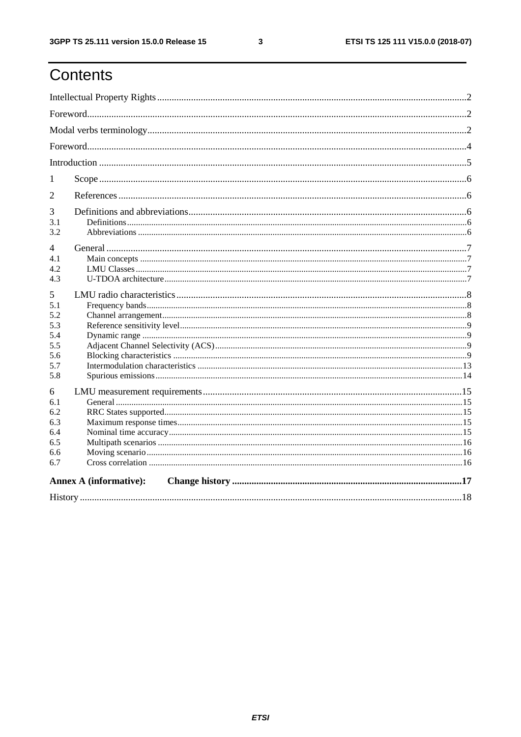# Contents

Intellectual Property Rights ..... 2

Foreword ..... 2

Modal verbs terminology ..... 2

Foreword ..... 4

Introduction ..... 5

1 Scope ..... 6

2 References ..... 6

3 Definitions and abbreviations ..... 6

3.1 Definitions ..... 6

3.2 Abbreviations ..... 6

4 General ..... 7

4.1 Main concepts ..... 7

4.2 LMU Classes ..... 7

4.3 U-TDOA architecture ..... 7

5 LMU radio characteristics ..... 8

5.1 Frequency bands ..... 8

5.2 Channel arrangement ..... 8

5.3 Reference sensitivity level ..... 9

5.4 Dynamic range ..... 9

5.5 Adjacent Channel Selectivity (ACS) ..... 9

5.6 Blocking characteristics ..... 9

5.7 Intermodulation characteristics ..... 13

5.8 Spurious emissions ..... 14

6 LMU measurement requirements ..... 15

6.1 General ..... 15

6.2 RRC States supported ..... 15

6.3 Maximum response times ..... 15

6.4 Nominal time accuracy ..... 15

6.5 Multipath scenarios ..... 16

6.6 Moving scenario ..... 16

6.7 Cross correlation ..... 16

**Annex A (informative): Change history ..... 17**

History ..... 18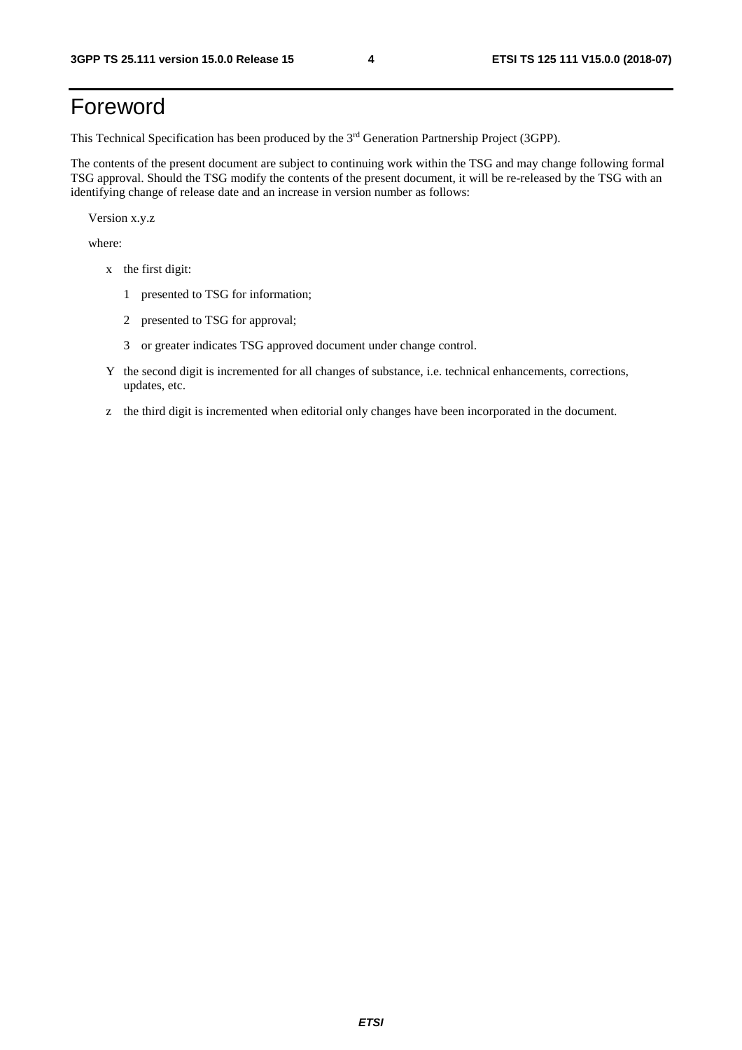# Foreword

This Technical Specification has been produced by the 3rd Generation Partnership Project (3GPP).

The contents of the present document are subject to continuing work within the TSG and may change following formal TSG approval. Should the TSG modify the contents of the present document, it will be re-released by the TSG with an identifying change of release date and an increase in version number as follows:

Version x.y.z

where:

- x the first digit:
  - 1 presented to TSG for information;
  - 2 presented to TSG for approval;
  - 3 or greater indicates TSG approved document under change control.
- Y the second digit is incremented for all changes of substance, i.e. technical enhancements, corrections, updates, etc.
- z the third digit is incremented when editorial only changes have been incorporated in the document.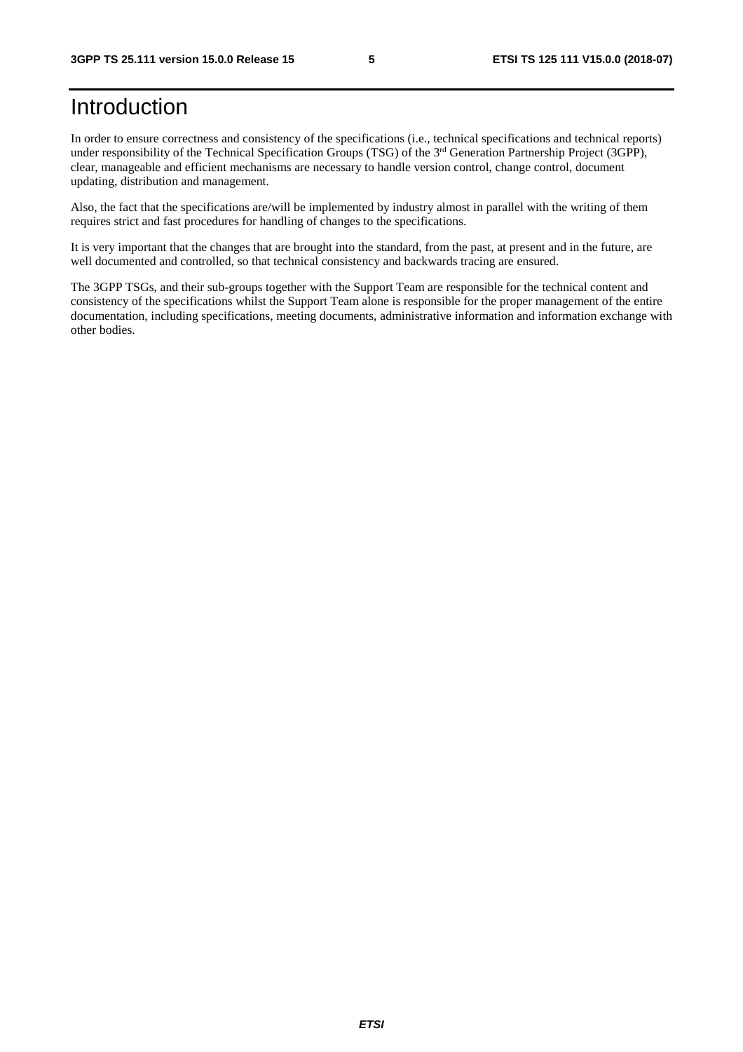# Introduction

In order to ensure correctness and consistency of the specifications (i.e., technical specifications and technical reports) under responsibility of the Technical Specification Groups (TSG) of the 3rd Generation Partnership Project (3GPP), clear, manageable and efficient mechanisms are necessary to handle version control, change control, document updating, distribution and management.

Also, the fact that the specifications are/will be implemented by industry almost in parallel with the writing of them requires strict and fast procedures for handling of changes to the specifications.

It is very important that the changes that are brought into the standard, from the past, at present and in the future, are well documented and controlled, so that technical consistency and backwards tracing are ensured.

The 3GPP TSGs, and their sub-groups together with the Support Team are responsible for the technical content and consistency of the specifications whilst the Support Team alone is responsible for the proper management of the entire documentation, including specifications, meeting documents, administrative information and information exchange with other bodies.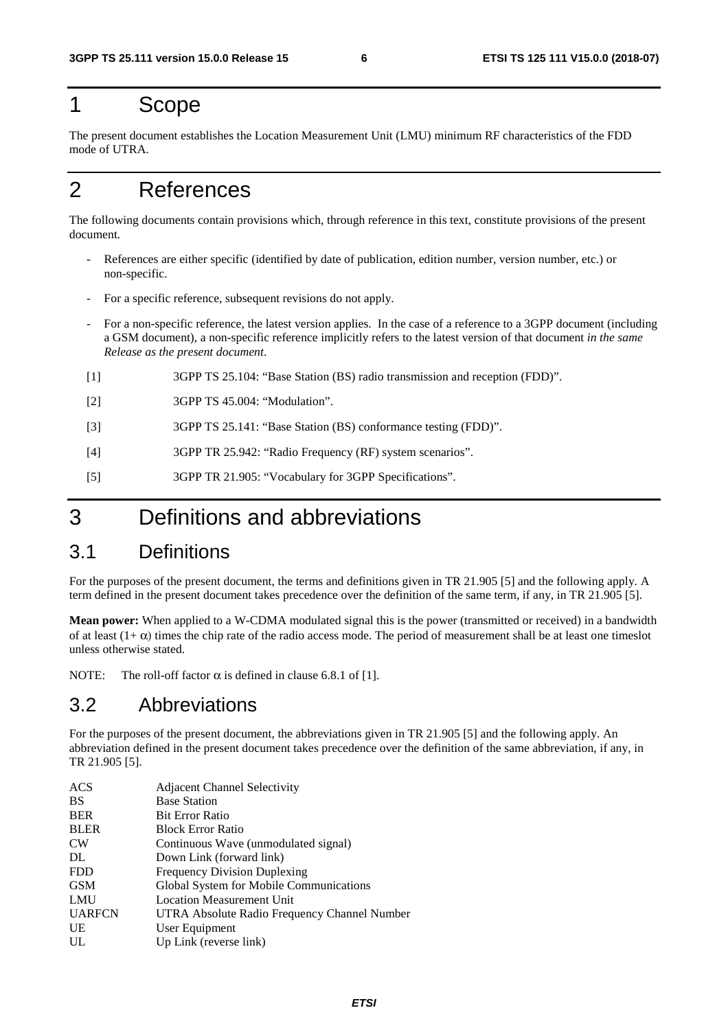# 1 Scope

The present document establishes the Location Measurement Unit (LMU) minimum RF characteristics of the FDD mode of UTRA.

# 2 References

The following documents contain provisions which, through reference in this text, constitute provisions of the present document.

- References are either specific (identified by date of publication, edition number, version number, etc.) or non-specific.
- For a specific reference, subsequent revisions do not apply.
- For a non-specific reference, the latest version applies. In the case of a reference to a 3GPP document (including a GSM document), a non-specific reference implicitly refers to the latest version of that document *in the same Release as the present document*.

[1] 3GPP TS 25.104: "Base Station (BS) radio transmission and reception (FDD)".

[2] 3GPP TS 45.004: "Modulation".

[3] 3GPP TS 25.141: "Base Station (BS) conformance testing (FDD)".

[4] 3GPP TR 25.942: "Radio Frequency (RF) system scenarios".

[5] 3GPP TR 21.905: "Vocabulary for 3GPP Specifications".

# 3 Definitions and abbreviations

## 3.1 Definitions

For the purposes of the present document, the terms and definitions given in TR 21.905 [5] and the following apply. A term defined in the present document takes precedence over the definition of the same term, if any, in TR 21.905 [5].

**Mean power:** When applied to a W-CDMA modulated signal this is the power (transmitted or received) in a bandwidth of at least $(1+ \alpha)$ times the chip rate of the radio access mode. The period of measurement shall be at least one timeslot unless otherwise stated.

NOTE: The roll-off factor $\alpha$ is defined in clause 6.8.1 of [1].

## 3.2 Abbreviations

For the purposes of the present document, the abbreviations given in TR 21.905 [5] and the following apply. An abbreviation defined in the present document takes precedence over the definition of the same abbreviation, if any, in TR 21.905 [5].

| | |
|---|---|
| ACS | Adjacent Channel Selectivity |
| BS | Base Station |
| BER | Bit Error Ratio |
| BLER | Block Error Ratio |
| CW | Continuous Wave (unmodulated signal) |
| DL | Down Link (forward link) |
| FDD | Frequency Division Duplexing |
| GSM | Global System for Mobile Communications |
| LMU | Location Measurement Unit |
| UARFCN | UTRA Absolute Radio Frequency Channel Number |
| UE | User Equipment |
| UL | Up Link (reverse link) |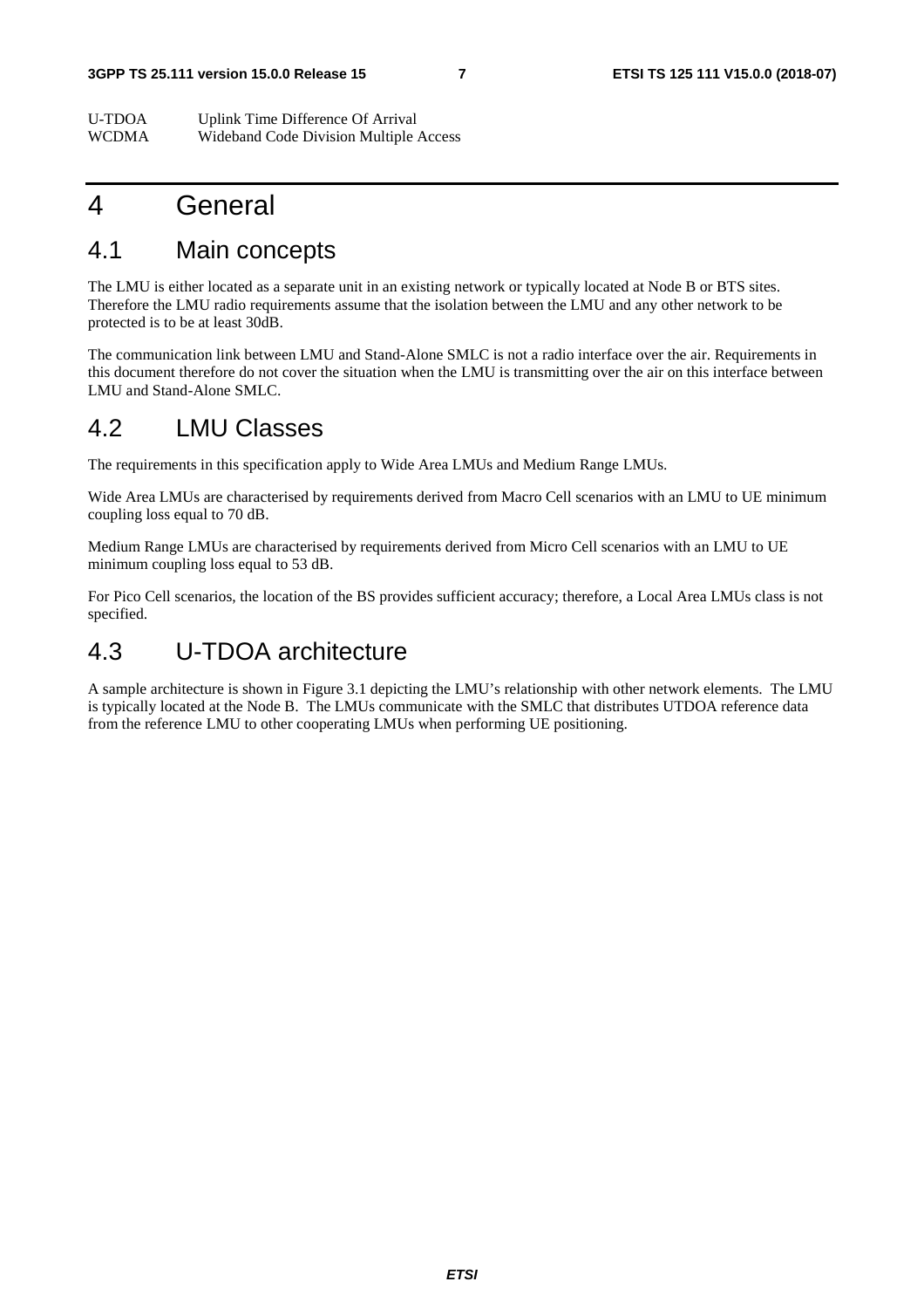U-TDOA Uplink Time Difference Of Arrival
WCDMA Wideband Code Division Multiple Access

# 4 General

## 4.1 Main concepts

The LMU is either located as a separate unit in an existing network or typically located at Node B or BTS sites. Therefore the LMU radio requirements assume that the isolation between the LMU and any other network to be protected is to be at least 30dB.

The communication link between LMU and Stand-Alone SMLC is not a radio interface over the air. Requirements in this document therefore do not cover the situation when the LMU is transmitting over the air on this interface between LMU and Stand-Alone SMLC.

## 4.2 LMU Classes

The requirements in this specification apply to Wide Area LMUs and Medium Range LMUs.

Wide Area LMUs are characterised by requirements derived from Macro Cell scenarios with an LMU to UE minimum coupling loss equal to 70 dB.

Medium Range LMUs are characterised by requirements derived from Micro Cell scenarios with an LMU to UE minimum coupling loss equal to 53 dB.

For Pico Cell scenarios, the location of the BS provides sufficient accuracy; therefore, a Local Area LMUs class is not specified.

## 4.3 U-TDOA architecture

A sample architecture is shown in Figure 3.1 depicting the LMU's relationship with other network elements. The LMU is typically located at the Node B. The LMUs communicate with the SMLC that distributes UTDOA reference data from the reference LMU to other cooperating LMUs when performing UE positioning.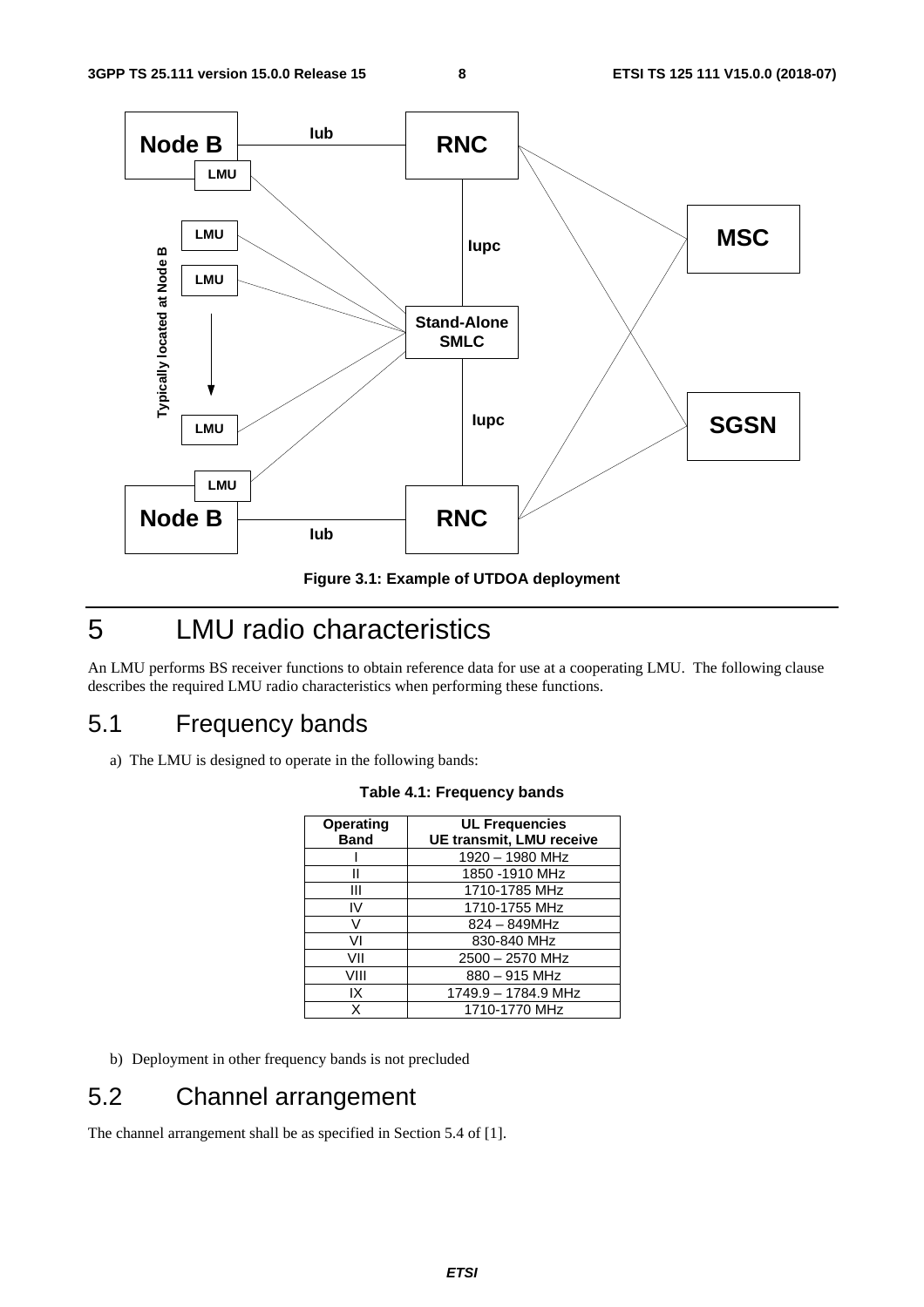Figure 3.1: Example of UTDOA deployment

# 5 LMU radio characteristics

An LMU performs BS receiver functions to obtain reference data for use at a cooperating LMU. The following clause describes the required LMU radio characteristics when performing these functions.

## 5.1 Frequency bands

a) The LMU is designed to operate in the following bands:

**Table 4.1: Frequency bands**

| Operating Band | UL Frequencies UE transmit, LMU receive |
|---|---|
| I | 1920 – 1980 MHz |
| II | 1850 -1910 MHz |
| III | 1710-1785 MHz |
| IV | 1710-1755 MHz |
| V | 824 – 849MHz |
| VI | 830-840 MHz |
| VII | 2500 – 2570 MHz |
| VIII | 880 – 915 MHz |
| IX | 1749.9 – 1784.9 MHz |
| X | 1710-1770 MHz |

b) Deployment in other frequency bands is not precluded

## 5.2 Channel arrangement

The channel arrangement shall be as specified in Section 5.4 of [1].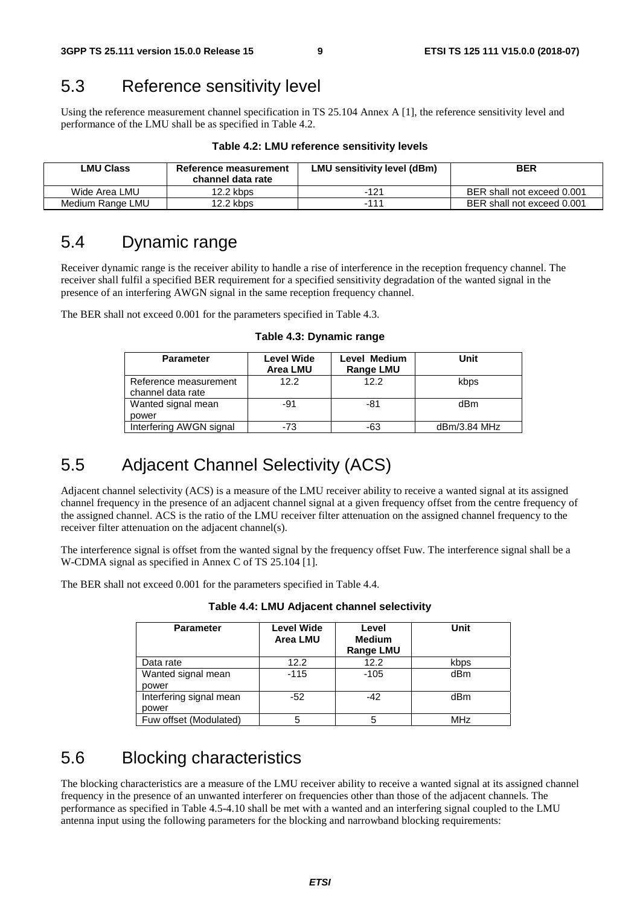## 5.3 Reference sensitivity level

Using the reference measurement channel specification in TS 25.104 Annex A [1], the reference sensitivity level and performance of the LMU shall be as specified in Table 4.2.

**Table 4.2: LMU reference sensitivity levels**

| LMU Class | Reference measurement channel data rate | LMU sensitivity level (dBm) | BER |
|---|---|---|---|
| Wide Area LMU | 12.2 kbps | -121 | BER shall not exceed 0.001 |
| Medium Range LMU | 12.2 kbps | -111 | BER shall not exceed 0.001 |

## 5.4 Dynamic range

Receiver dynamic range is the receiver ability to handle a rise of interference in the reception frequency channel. The receiver shall fulfil a specified BER requirement for a specified sensitivity degradation of the wanted signal in the presence of an interfering AWGN signal in the same reception frequency channel.

The BER shall not exceed 0.001 for the parameters specified in Table 4.3.

**Table 4.3: Dynamic range**

| Parameter | Level Wide Area LMU | Level Medium Range LMU | Unit |
|---|---|---|---|
| Reference measurement channel data rate | 12.2 | 12.2 | kbps |
| Wanted signal mean power | -91 | -81 | dBm |
| Interfering AWGN signal | -73 | -63 | dBm/3.84 MHz |

## 5.5 Adjacent Channel Selectivity (ACS)

Adjacent channel selectivity (ACS) is a measure of the LMU receiver ability to receive a wanted signal at its assigned channel frequency in the presence of an adjacent channel signal at a given frequency offset from the centre frequency of the assigned channel. ACS is the ratio of the LMU receiver filter attenuation on the assigned channel frequency to the receiver filter attenuation on the adjacent channel(s).

The interference signal is offset from the wanted signal by the frequency offset Fuw. The interference signal shall be a W-CDMA signal as specified in Annex C of TS 25.104 [1].

The BER shall not exceed 0.001 for the parameters specified in Table 4.4.

**Table 4.4: LMU Adjacent channel selectivity**

| Parameter | Level Wide Area LMU | Level Medium Range LMU | Unit |
|---|---|---|---|
| Data rate | 12.2 | 12.2 | kbps |
| Wanted signal mean power | -115 | -105 | dBm |
| Interfering signal mean power | -52 | -42 | dBm |
| Fuw offset (Modulated) | 5 | 5 | MHz |

## 5.6 Blocking characteristics

The blocking characteristics are a measure of the LMU receiver ability to receive a wanted signal at its assigned channel frequency in the presence of an unwanted interferer on frequencies other than those of the adjacent channels. The performance as specified in Table 4.5-4.10 shall be met with a wanted and an interfering signal coupled to the LMU antenna input using the following parameters for the blocking and narrowband blocking requirements: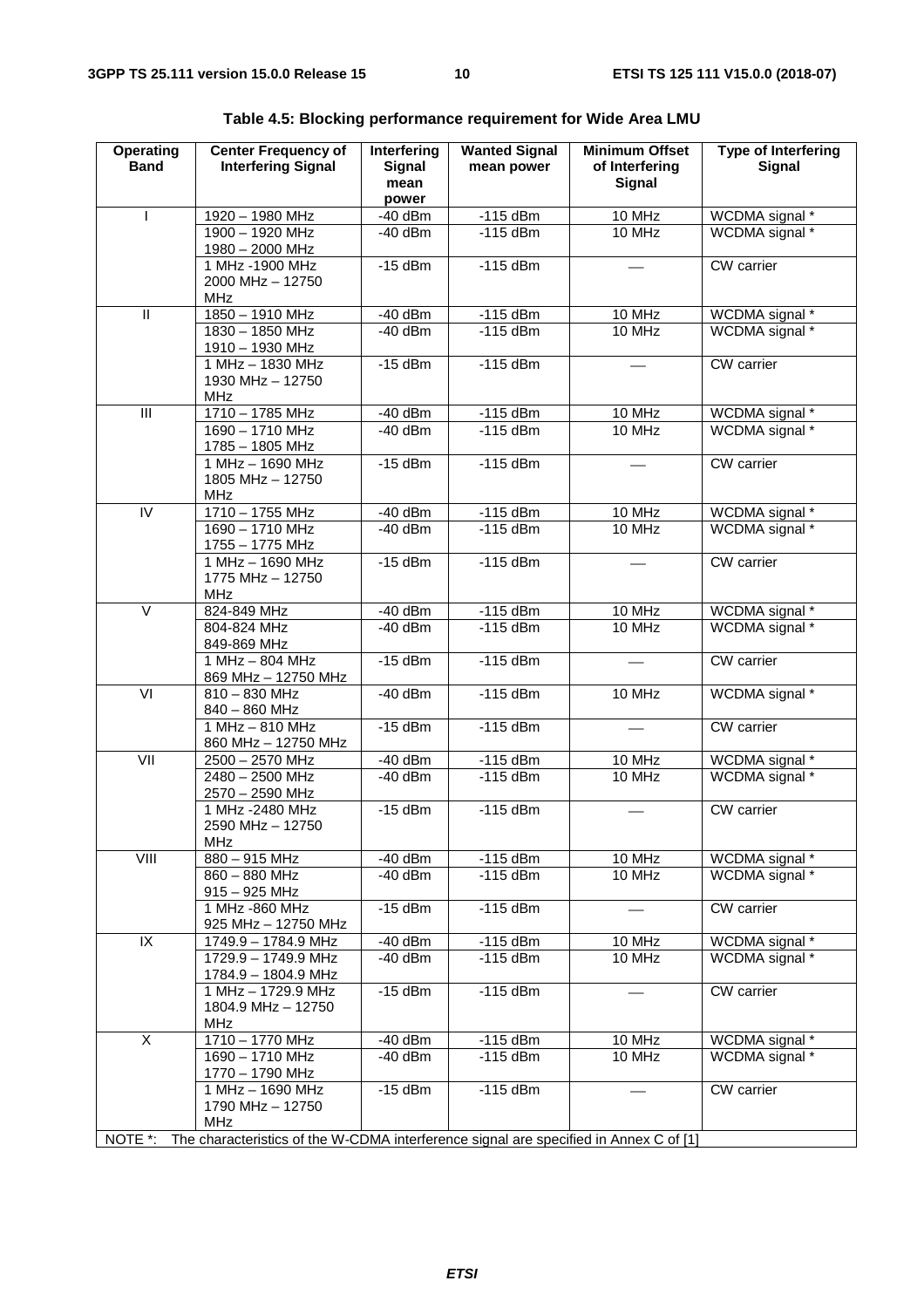**Table 4.5: Blocking performance requirement for Wide Area LMU**

| Operating Band | Center Frequency of Interfering Signal | Interfering Signal mean power | Wanted Signal mean power | Minimum Offset of Interfering Signal | Type of Interfering Signal |
|---|---|---|---|---|---|
| I | 1920 – 1980 MHz | -40 dBm | -115 dBm | 10 MHz | WCDMA signal * |
| | 1900 – 1920 MHz<br>1980 – 2000 MHz | -40 dBm | -115 dBm | 10 MHz | WCDMA signal * |
| | 1 MHz -1900 MHz<br>2000 MHz – 12750 MHz | -15 dBm | -115 dBm | — | CW carrier |
| II | 1850 – 1910 MHz | -40 dBm | -115 dBm | 10 MHz | WCDMA signal * |
| | 1830 – 1850 MHz<br>1910 – 1930 MHz | -40 dBm | -115 dBm | 10 MHz | WCDMA signal * |
| | 1 MHz – 1830 MHz<br>1930 MHz – 12750 MHz | -15 dBm | -115 dBm | — | CW carrier |
| III | 1710 – 1785 MHz | -40 dBm | -115 dBm | 10 MHz | WCDMA signal * |
| | 1690 – 1710 MHz<br>1785 – 1805 MHz | -40 dBm | -115 dBm | 10 MHz | WCDMA signal * |
| | 1 MHz – 1690 MHz<br>1805 MHz – 12750 MHz | -15 dBm | -115 dBm | — | CW carrier |
| IV | 1710 – 1755 MHz | -40 dBm | -115 dBm | 10 MHz | WCDMA signal * |
| | 1690 – 1710 MHz<br>1755 – 1775 MHz | -40 dBm | -115 dBm | 10 MHz | WCDMA signal * |
| | 1 MHz – 1690 MHz<br>1775 MHz – 12750 MHz | -15 dBm | -115 dBm | — | CW carrier |
| V | 824-849 MHz | -40 dBm | -115 dBm | 10 MHz | WCDMA signal * |
| | 804-824 MHz<br>849-869 MHz | -40 dBm | -115 dBm | 10 MHz | WCDMA signal * |
| | 1 MHz – 804 MHz<br>869 MHz – 12750 MHz | -15 dBm | -115 dBm | — | CW carrier |
| VI | 810 – 830 MHz<br>840 – 860 MHz | -40 dBm | -115 dBm | 10 MHz | WCDMA signal * |
| | 1 MHz – 810 MHz<br>860 MHz – 12750 MHz | -15 dBm | -115 dBm | — | CW carrier |
| VII | 2500 – 2570 MHz | -40 dBm | -115 dBm | 10 MHz | WCDMA signal * |
| | 2480 – 2500 MHz<br>2570 – 2590 MHz | -40 dBm | -115 dBm | 10 MHz | WCDMA signal * |
| | 1 MHz -2480 MHz<br>2590 MHz – 12750 MHz | -15 dBm | -115 dBm | — | CW carrier |
| VIII | 880 – 915 MHz | -40 dBm | -115 dBm | 10 MHz | WCDMA signal * |
| | 860 – 880 MHz<br>915 – 925 MHz | -40 dBm | -115 dBm | 10 MHz | WCDMA signal * |
| | 1 MHz -860 MHz<br>925 MHz – 12750 MHz | -15 dBm | -115 dBm | — | CW carrier |
| IX | 1749.9 – 1784.9 MHz | -40 dBm | -115 dBm | 10 MHz | WCDMA signal * |
| | 1729.9 – 1749.9 MHz<br>1784.9 – 1804.9 MHz | -40 dBm | -115 dBm | 10 MHz | WCDMA signal * |
| | 1 MHz – 1729.9 MHz<br>1804.9 MHz – 12750 MHz | -15 dBm | -115 dBm | — | CW carrier |
| X | 1710 – 1770 MHz | -40 dBm | -115 dBm | 10 MHz | WCDMA signal * |
| | 1690 – 1710 MHz<br>1770 – 1790 MHz | -40 dBm | -115 dBm | 10 MHz | WCDMA signal * |
| | 1 MHz – 1690 MHz<br>1790 MHz – 12750 MHz | -15 dBm | -115 dBm | — | CW carrier |

NOTE *: The characteristics of the W-CDMA interference signal are specified in Annex C of [1]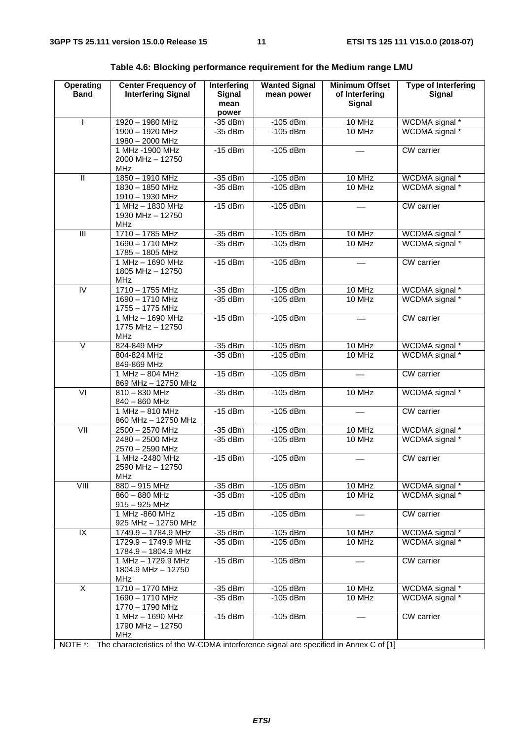**Table 4.6: Blocking performance requirement for the Medium range LMU**

| Operating Band | Center Frequency of Interfering Signal | Interfering Signal mean power | Wanted Signal mean power | Minimum Offset of Interfering Signal | Type of Interfering Signal |
|---|---|---|---|---|---|
| I | 1920 – 1980 MHz | -35 dBm | -105 dBm | 10 MHz | WCDMA signal * |
| | 1900 – 1920 MHz<br>1980 – 2000 MHz | -35 dBm | -105 dBm | 10 MHz | WCDMA signal * |
| | 1 MHz -1900 MHz<br>2000 MHz – 12750 MHz | -15 dBm | -105 dBm | — | CW carrier |
| II | 1850 – 1910 MHz | -35 dBm | -105 dBm | 10 MHz | WCDMA signal * |
| | 1830 – 1850 MHz<br>1910 – 1930 MHz | -35 dBm | -105 dBm | 10 MHz | WCDMA signal * |
| | 1 MHz – 1830 MHz<br>1930 MHz – 12750 MHz | -15 dBm | -105 dBm | — | CW carrier |
| III | 1710 – 1785 MHz | -35 dBm | -105 dBm | 10 MHz | WCDMA signal * |
| | 1690 – 1710 MHz<br>1785 – 1805 MHz | -35 dBm | -105 dBm | 10 MHz | WCDMA signal * |
| | 1 MHz – 1690 MHz<br>1805 MHz – 12750 MHz | -15 dBm | -105 dBm | — | CW carrier |
| IV | 1710 – 1755 MHz | -35 dBm | -105 dBm | 10 MHz | WCDMA signal * |
| | 1690 – 1710 MHz<br>1755 – 1775 MHz | -35 dBm | -105 dBm | 10 MHz | WCDMA signal * |
| | 1 MHz – 1690 MHz<br>1775 MHz – 12750 MHz | -15 dBm | -105 dBm | — | CW carrier |
| V | 824-849 MHz | -35 dBm | -105 dBm | 10 MHz | WCDMA signal * |
| | 804-824 MHz<br>849-869 MHz | -35 dBm | -105 dBm | 10 MHz | WCDMA signal * |
| | 1 MHz – 804 MHz<br>869 MHz – 12750 MHz | -15 dBm | -105 dBm | — | CW carrier |
| VI | 810 – 830 MHz<br>840 – 860 MHz | -35 dBm | -105 dBm | 10 MHz | WCDMA signal * |
| | 1 MHz – 810 MHz<br>860 MHz – 12750 MHz | -15 dBm | -105 dBm | — | CW carrier |
| VII | 2500 – 2570 MHz | -35 dBm | -105 dBm | 10 MHz | WCDMA signal * |
| | 2480 – 2500 MHz<br>2570 – 2590 MHz | -35 dBm | -105 dBm | 10 MHz | WCDMA signal * |
| | 1 MHz -2480 MHz<br>2590 MHz – 12750 MHz | -15 dBm | -105 dBm | — | CW carrier |
| VIII | 880 – 915 MHz | -35 dBm | -105 dBm | 10 MHz | WCDMA signal * |
| | 860 – 880 MHz<br>915 – 925 MHz | -35 dBm | -105 dBm | 10 MHz | WCDMA signal * |
| | 1 MHz -860 MHz<br>925 MHz – 12750 MHz | -15 dBm | -105 dBm | — | CW carrier |
| IX | 1749.9 – 1784.9 MHz | -35 dBm | -105 dBm | 10 MHz | WCDMA signal * |
| | 1729.9 – 1749.9 MHz<br>1784.9 – 1804.9 MHz | -35 dBm | -105 dBm | 10 MHz | WCDMA signal * |
| | 1 MHz – 1729.9 MHz<br>1804.9 MHz – 12750 MHz | -15 dBm | -105 dBm | — | CW carrier |
| X | 1710 – 1770 MHz | -35 dBm | -105 dBm | 10 MHz | WCDMA signal * |
| | 1690 – 1710 MHz<br>1770 – 1790 MHz | -35 dBm | -105 dBm | 10 MHz | WCDMA signal * |
| | 1 MHz – 1690 MHz<br>1790 MHz – 12750 MHz | -15 dBm | -105 dBm | — | CW carrier |

NOTE *: The characteristics of the W-CDMA interference signal are specified in Annex C of [1]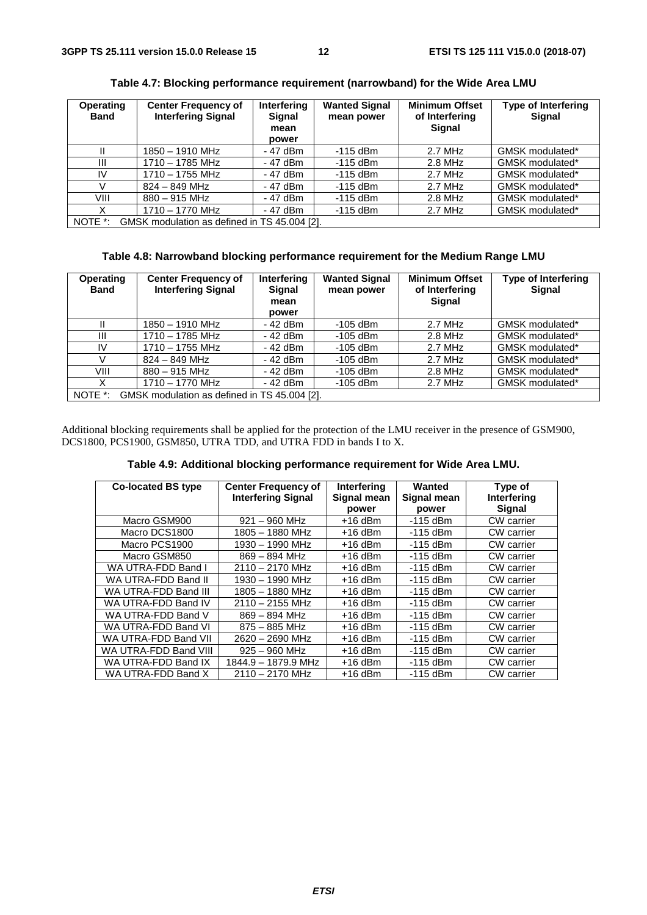**Table 4.7: Blocking performance requirement (narrowband) for the Wide Area LMU**

| Operating Band | Center Frequency of Interfering Signal | Interfering Signal mean power | Wanted Signal mean power | Minimum Offset of Interfering Signal | Type of Interfering Signal |
|---|---|---|---|---|---|
| II | 1850 – 1910 MHz | - 47 dBm | -115 dBm | 2.7 MHz | GMSK modulated* |
| III | 1710 – 1785 MHz | - 47 dBm | -115 dBm | 2.8 MHz | GMSK modulated* |
| IV | 1710 – 1755 MHz | - 47 dBm | -115 dBm | 2.7 MHz | GMSK modulated* |
| V | 824 – 849 MHz | - 47 dBm | -115 dBm | 2.7 MHz | GMSK modulated* |
| VIII | 880 – 915 MHz | - 47 dBm | -115 dBm | 2.8 MHz | GMSK modulated* |
| X | 1710 – 1770 MHz | - 47 dBm | -115 dBm | 2.7 MHz | GMSK modulated* |
| NOTE *: GMSK modulation as defined in TS 45.004 [2]. | | | | | |

**Table 4.8: Narrowband blocking performance requirement for the Medium Range LMU**

| Operating Band | Center Frequency of Interfering Signal | Interfering Signal mean power | Wanted Signal mean power | Minimum Offset of Interfering Signal | Type of Interfering Signal |
|---|---|---|---|---|---|
| II | 1850 – 1910 MHz | - 42 dBm | -105 dBm | 2.7 MHz | GMSK modulated* |
| III | 1710 – 1785 MHz | - 42 dBm | -105 dBm | 2.8 MHz | GMSK modulated* |
| IV | 1710 – 1755 MHz | - 42 dBm | -105 dBm | 2.7 MHz | GMSK modulated* |
| V | 824 – 849 MHz | - 42 dBm | -105 dBm | 2.7 MHz | GMSK modulated* |
| VIII | 880 – 915 MHz | - 42 dBm | -105 dBm | 2.8 MHz | GMSK modulated* |
| X | 1710 – 1770 MHz | - 42 dBm | -105 dBm | 2.7 MHz | GMSK modulated* |
| NOTE *: GMSK modulation as defined in TS 45.004 [2]. | | | | | |

Additional blocking requirements shall be applied for the protection of the LMU receiver in the presence of GSM900, DCS1800, PCS1900, GSM850, UTRA TDD, and UTRA FDD in bands I to X.

**Table 4.9: Additional blocking performance requirement for Wide Area LMU.**

| Co-located BS type | Center Frequency of Interfering Signal | Interfering Signal mean power | Wanted Signal mean power | Type of Interfering Signal |
|---|---|---|---|---|
| Macro GSM900 | 921 – 960 MHz | +16 dBm | -115 dBm | CW carrier |
| Macro DCS1800 | 1805 – 1880 MHz | +16 dBm | -115 dBm | CW carrier |
| Macro PCS1900 | 1930 – 1990 MHz | +16 dBm | -115 dBm | CW carrier |
| Macro GSM850 | 869 – 894 MHz | +16 dBm | -115 dBm | CW carrier |
| WA UTRA-FDD Band I | 2110 – 2170 MHz | +16 dBm | -115 dBm | CW carrier |
| WA UTRA-FDD Band II | 1930 – 1990 MHz | +16 dBm | -115 dBm | CW carrier |
| WA UTRA-FDD Band III | 1805 – 1880 MHz | +16 dBm | -115 dBm | CW carrier |
| WA UTRA-FDD Band IV | 2110 – 2155 MHz | +16 dBm | -115 dBm | CW carrier |
| WA UTRA-FDD Band V | 869 – 894 MHz | +16 dBm | -115 dBm | CW carrier |
| WA UTRA-FDD Band VI | 875 – 885 MHz | +16 dBm | -115 dBm | CW carrier |
| WA UTRA-FDD Band VII | 2620 – 2690 MHz | +16 dBm | -115 dBm | CW carrier |
| WA UTRA-FDD Band VIII | 925 – 960 MHz | +16 dBm | -115 dBm | CW carrier |
| WA UTRA-FDD Band IX | 1844.9 – 1879.9 MHz | +16 dBm | -115 dBm | CW carrier |
| WA UTRA-FDD Band X | 2110 – 2170 MHz | +16 dBm | -115 dBm | CW carrier |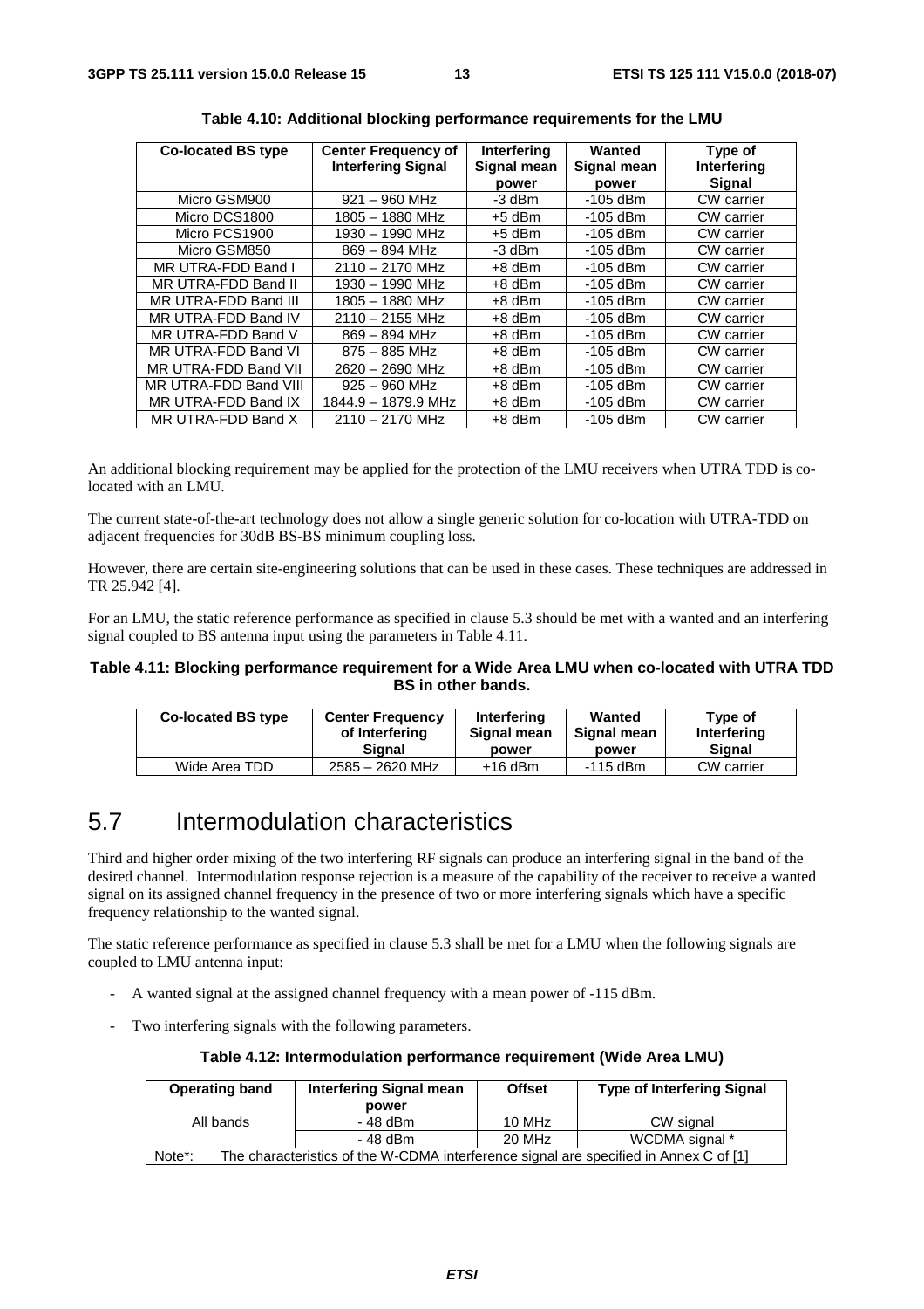**Table 4.10: Additional blocking performance requirements for the LMU**

| Co-located BS type | Center Frequency of Interfering Signal | Interfering Signal mean power | Wanted Signal mean power | Type of Interfering Signal |
|---|---|---|---|---|
| Micro GSM900 | 921 – 960 MHz | -3 dBm | -105 dBm | CW carrier |
| Micro DCS1800 | 1805 – 1880 MHz | +5 dBm | -105 dBm | CW carrier |
| Micro PCS1900 | 1930 – 1990 MHz | +5 dBm | -105 dBm | CW carrier |
| Micro GSM850 | 869 – 894 MHz | -3 dBm | -105 dBm | CW carrier |
| MR UTRA-FDD Band I | 2110 – 2170 MHz | +8 dBm | -105 dBm | CW carrier |
| MR UTRA-FDD Band II | 1930 – 1990 MHz | +8 dBm | -105 dBm | CW carrier |
| MR UTRA-FDD Band III | 1805 – 1880 MHz | +8 dBm | -105 dBm | CW carrier |
| MR UTRA-FDD Band IV | 2110 – 2155 MHz | +8 dBm | -105 dBm | CW carrier |
| MR UTRA-FDD Band V | 869 – 894 MHz | +8 dBm | -105 dBm | CW carrier |
| MR UTRA-FDD Band VI | 875 – 885 MHz | +8 dBm | -105 dBm | CW carrier |
| MR UTRA-FDD Band VII | 2620 – 2690 MHz | +8 dBm | -105 dBm | CW carrier |
| MR UTRA-FDD Band VIII | 925 – 960 MHz | +8 dBm | -105 dBm | CW carrier |
| MR UTRA-FDD Band IX | 1844.9 – 1879.9 MHz | +8 dBm | -105 dBm | CW carrier |
| MR UTRA-FDD Band X | 2110 – 2170 MHz | +8 dBm | -105 dBm | CW carrier |

An additional blocking requirement may be applied for the protection of the LMU receivers when UTRA TDD is co-located with an LMU.

The current state-of-the-art technology does not allow a single generic solution for co-location with UTRA-TDD on adjacent frequencies for 30dB BS-BS minimum coupling loss.

However, there are certain site-engineering solutions that can be used in these cases. These techniques are addressed in TR 25.942 [4].

For an LMU, the static reference performance as specified in clause 5.3 should be met with a wanted and an interfering signal coupled to BS antenna input using the parameters in Table 4.11.

**Table 4.11: Blocking performance requirement for a Wide Area LMU when co-located with UTRA TDD BS in other bands.**

| Co-located BS type | Center Frequency of Interfering Signal | Interfering Signal mean power | Wanted Signal mean power | Type of Interfering Signal |
|---|---|---|---|---|
| Wide Area TDD | 2585 – 2620 MHz | +16 dBm | -115 dBm | CW carrier |

## 5.7 Intermodulation characteristics

Third and higher order mixing of the two interfering RF signals can produce an interfering signal in the band of the desired channel. Intermodulation response rejection is a measure of the capability of the receiver to receive a wanted signal on its assigned channel frequency in the presence of two or more interfering signals which have a specific frequency relationship to the wanted signal.

The static reference performance as specified in clause 5.3 shall be met for a LMU when the following signals are coupled to LMU antenna input:

- A wanted signal at the assigned channel frequency with a mean power of -115 dBm.
- Two interfering signals with the following parameters.

**Table 4.12: Intermodulation performance requirement (Wide Area LMU)**

| Operating band | Interfering Signal mean power | Offset | Type of Interfering Signal |
|---|---|---|---|
| All bands | - 48 dBm | 10 MHz | CW signal |
| | - 48 dBm | 20 MHz | WCDMA signal * |
| Note*: The characteristics of the W-CDMA interference signal are specified in Annex C of [1] | | | |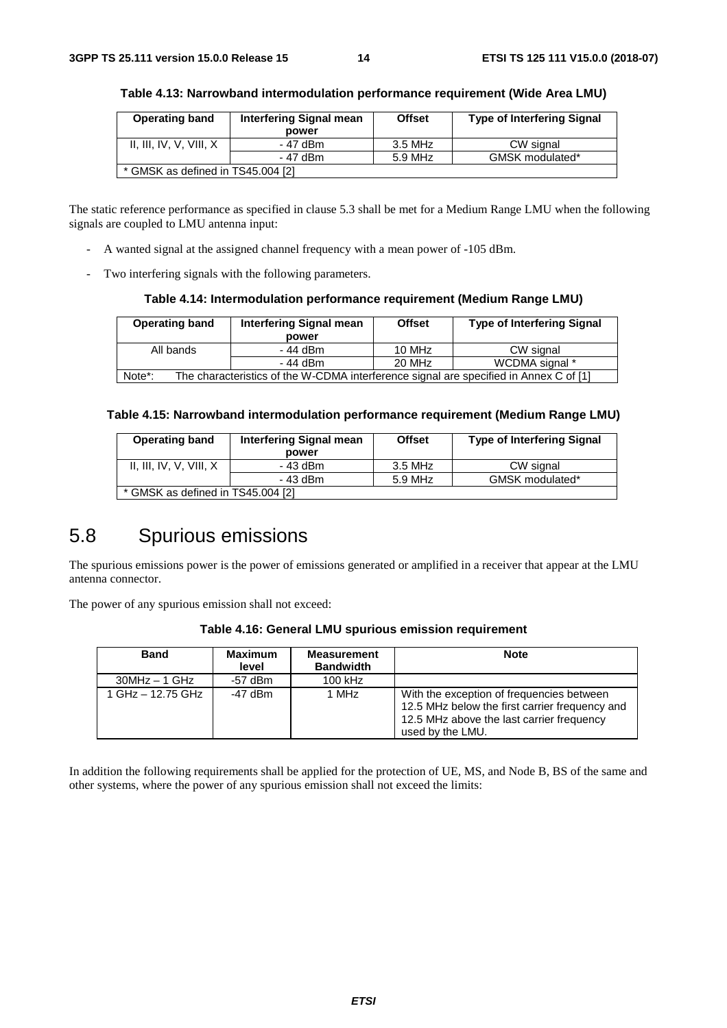**Table 4.13: Narrowband intermodulation performance requirement (Wide Area LMU)**

| Operating band | Interfering Signal mean power | Offset | Type of Interfering Signal |
|---|---|---|---|
| II, III, IV, V, VIII, X | - 47 dBm | 3.5 MHz | CW signal |
| | - 47 dBm | 5.9 MHz | GMSK modulated* |
| * GMSK as defined in TS45.004 [2] | | | |

The static reference performance as specified in clause 5.3 shall be met for a Medium Range LMU when the following signals are coupled to LMU antenna input:

- A wanted signal at the assigned channel frequency with a mean power of -105 dBm.
- Two interfering signals with the following parameters.

**Table 4.14: Intermodulation performance requirement (Medium Range LMU)**

| Operating band | Interfering Signal mean power | Offset | Type of Interfering Signal |
|---|---|---|---|
| All bands | - 44 dBm | 10 MHz | CW signal |
| | - 44 dBm | 20 MHz | WCDMA signal * |
| Note*: The characteristics of the W-CDMA interference signal are specified in Annex C of [1] | | | |

**Table 4.15: Narrowband intermodulation performance requirement (Medium Range LMU)**

| Operating band | Interfering Signal mean power | Offset | Type of Interfering Signal |
|---|---|---|---|
| II, III, IV, V, VIII, X | - 43 dBm | 3.5 MHz | CW signal |
| | - 43 dBm | 5.9 MHz | GMSK modulated* |
| * GMSK as defined in TS45.004 [2] | | | |

# 5.8 Spurious emissions

The spurious emissions power is the power of emissions generated or amplified in a receiver that appear at the LMU antenna connector.

The power of any spurious emission shall not exceed:

**Table 4.16: General LMU spurious emission requirement**

| Band | Maximum level | Measurement Bandwidth | Note |
|---|---|---|---|
| 30MHz – 1 GHz | -57 dBm | 100 kHz | |
| 1 GHz – 12.75 GHz | -47 dBm | 1 MHz | With the exception of frequencies between 12.5 MHz below the first carrier frequency and 12.5 MHz above the last carrier frequency used by the LMU. |

In addition the following requirements shall be applied for the protection of UE, MS, and Node B, BS of the same and other systems, where the power of any spurious emission shall not exceed the limits: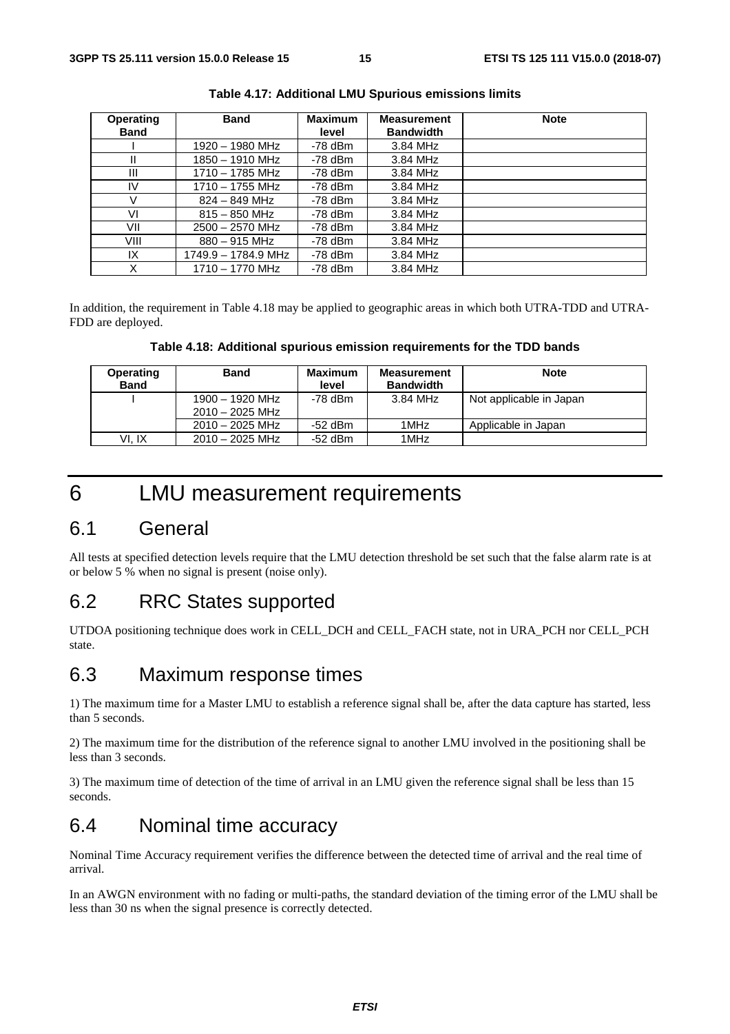**Table 4.17: Additional LMU Spurious emissions limits**

| Operating Band | Band | Maximum level | Measurement Bandwidth | Note |
|---|---|---|---|---|
| I | 1920 – 1980 MHz | -78 dBm | 3.84 MHz | |
| II | 1850 – 1910 MHz | -78 dBm | 3.84 MHz | |
| III | 1710 – 1785 MHz | -78 dBm | 3.84 MHz | |
| IV | 1710 – 1755 MHz | -78 dBm | 3.84 MHz | |
| V | 824 – 849 MHz | -78 dBm | 3.84 MHz | |
| VI | 815 – 850 MHz | -78 dBm | 3.84 MHz | |
| VII | 2500 – 2570 MHz | -78 dBm | 3.84 MHz | |
| VIII | 880 – 915 MHz | -78 dBm | 3.84 MHz | |
| IX | 1749.9 – 1784.9 MHz | -78 dBm | 3.84 MHz | |
| X | 1710 – 1770 MHz | -78 dBm | 3.84 MHz | |

In addition, the requirement in Table 4.18 may be applied to geographic areas in which both UTRA-TDD and UTRA-FDD are deployed.

**Table 4.18: Additional spurious emission requirements for the TDD bands**

| Operating Band | Band | Maximum level | Measurement Bandwidth | Note |
|---|---|---|---|---|
| I | 1900 – 1920 MHz<br>2010 – 2025 MHz | -78 dBm | 3.84 MHz | Not applicable in Japan |
| | 2010 – 2025 MHz | -52 dBm | 1MHz | Applicable in Japan |
| VI, IX | 2010 – 2025 MHz | -52 dBm | 1MHz | |

# 6 LMU measurement requirements

## 6.1 General

All tests at specified detection levels require that the LMU detection threshold be set such that the false alarm rate is at or below 5 % when no signal is present (noise only).

## 6.2 RRC States supported

UTDOA positioning technique does work in CELL_DCH and CELL_FACH state, not in URA_PCH nor CELL_PCH state.

## 6.3 Maximum response times

1) The maximum time for a Master LMU to establish a reference signal shall be, after the data capture has started, less than 5 seconds.

2) The maximum time for the distribution of the reference signal to another LMU involved in the positioning shall be less than 3 seconds.

3) The maximum time of detection of the time of arrival in an LMU given the reference signal shall be less than 15 seconds.

## 6.4 Nominal time accuracy

Nominal Time Accuracy requirement verifies the difference between the detected time of arrival and the real time of arrival.

In an AWGN environment with no fading or multi-paths, the standard deviation of the timing error of the LMU shall be less than 30 ns when the signal presence is correctly detected.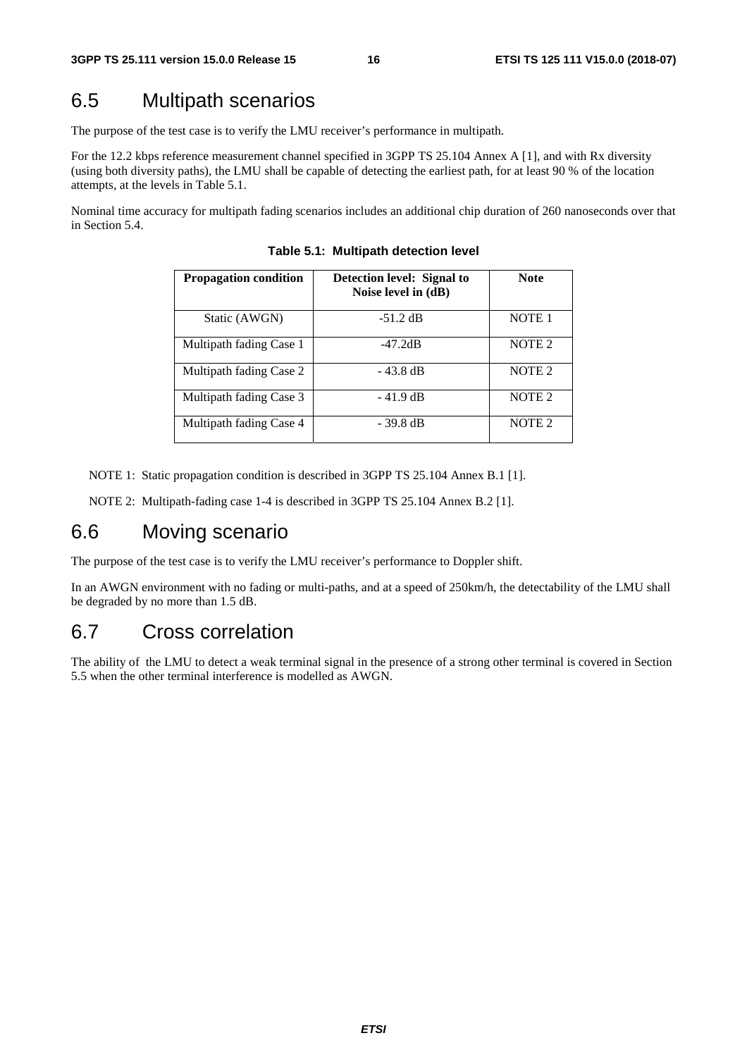## 6.5 Multipath scenarios

The purpose of the test case is to verify the LMU receiver's performance in multipath.

For the 12.2 kbps reference measurement channel specified in 3GPP TS 25.104 Annex A [1], and with Rx diversity (using both diversity paths), the LMU shall be capable of detecting the earliest path, for at least 90 % of the location attempts, at the levels in Table 5.1.

Nominal time accuracy for multipath fading scenarios includes an additional chip duration of 260 nanoseconds over that in Section 5.4.

**Table 5.1: Multipath detection level**

| Propagation condition | Detection level: Signal to Noise level in (dB) | Note |
|---|---|---|
| Static (AWGN) | -51.2 dB | NOTE 1 |
| Multipath fading Case 1 | -47.2dB | NOTE 2 |
| Multipath fading Case 2 | - 43.8 dB | NOTE 2 |
| Multipath fading Case 3 | - 41.9 dB | NOTE 2 |
| Multipath fading Case 4 | - 39.8 dB | NOTE 2 |

NOTE 1: Static propagation condition is described in 3GPP TS 25.104 Annex B.1 [1].

NOTE 2: Multipath-fading case 1-4 is described in 3GPP TS 25.104 Annex B.2 [1].

## 6.6 Moving scenario

The purpose of the test case is to verify the LMU receiver's performance to Doppler shift.

In an AWGN environment with no fading or multi-paths, and at a speed of 250km/h, the detectability of the LMU shall be degraded by no more than 1.5 dB.

## 6.7 Cross correlation

The ability of the LMU to detect a weak terminal signal in the presence of a strong other terminal is covered in Section 5.5 when the other terminal interference is modelled as AWGN.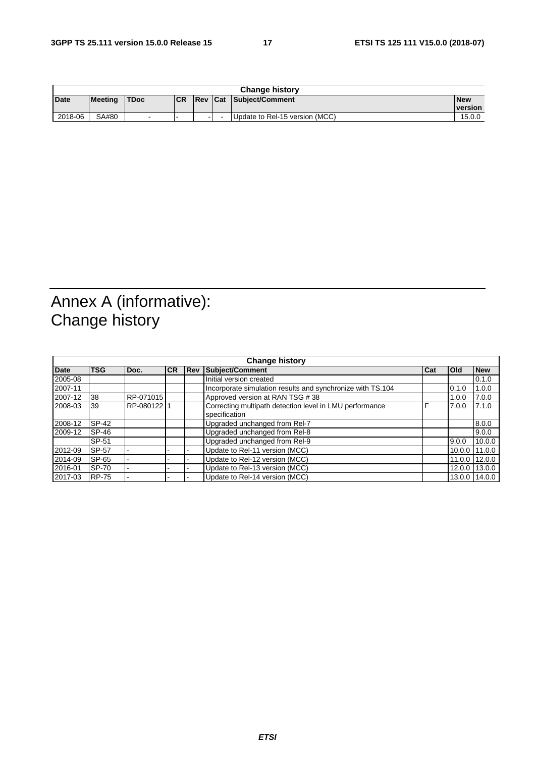| Change history | | | | | | | |
|---|---|---|---|---|---|---|---|
| **Date** | **Meeting** | **TDoc** | **CR** | **Rev** | **Cat** | **Subject/Comment** | **New version** |
| 2018-06 | SA#80 | - | - | - | - | Update to Rel-15 version (MCC) | 15.0.0 |

# Annex A (informative): Change history

| Change history | | | | | | | | |
|---|---|---|---|---|---|---|---|---|
| **Date** | **TSG** | **Doc.** | **CR** | **Rev** | **Subject/Comment** | **Cat** | **Old** | **New** |
| 2005-08 | | | | | Initial version created | | | 0.1.0 |
| 2007-11 | | | | | Incorporate simulation results and synchronize with TS.104 | | 0.1.0 | 1.0.0 |
| 2007-12 | 38 | RP-071015 | | | Approved version at RAN TSG # 38 | | 1.0.0 | 7.0.0 |
| 2008-03 | 39 | RP-080122 | 1 | | Correcting multipath detection level in LMU performance specification | F | 7.0.0 | 7.1.0 |
| 2008-12 | SP-42 | | | | Upgraded unchanged from Rel-7 | | | 8.0.0 |
| 2009-12 | SP-46 | | | | Upgraded unchanged from Rel-8 | | | 9.0.0 |
| | SP-51 | | | | Upgraded unchanged from Rel-9 | | 9.0.0 | 10.0.0 |
| 2012-09 | SP-57 | - | - | - | Update to Rel-11 version (MCC) | | 10.0.0 | 11.0.0 |
| 2014-09 | SP-65 | - | - | - | Update to Rel-12 version (MCC) | | 11.0.0 | 12.0.0 |
| 2016-01 | SP-70 | - | - | - | Update to Rel-13 version (MCC) | | 12.0.0 | 13.0.0 |
| 2017-03 | RP-75 | - | - | - | Update to Rel-14 version (MCC) | | 13.0.0 | 14.0.0 |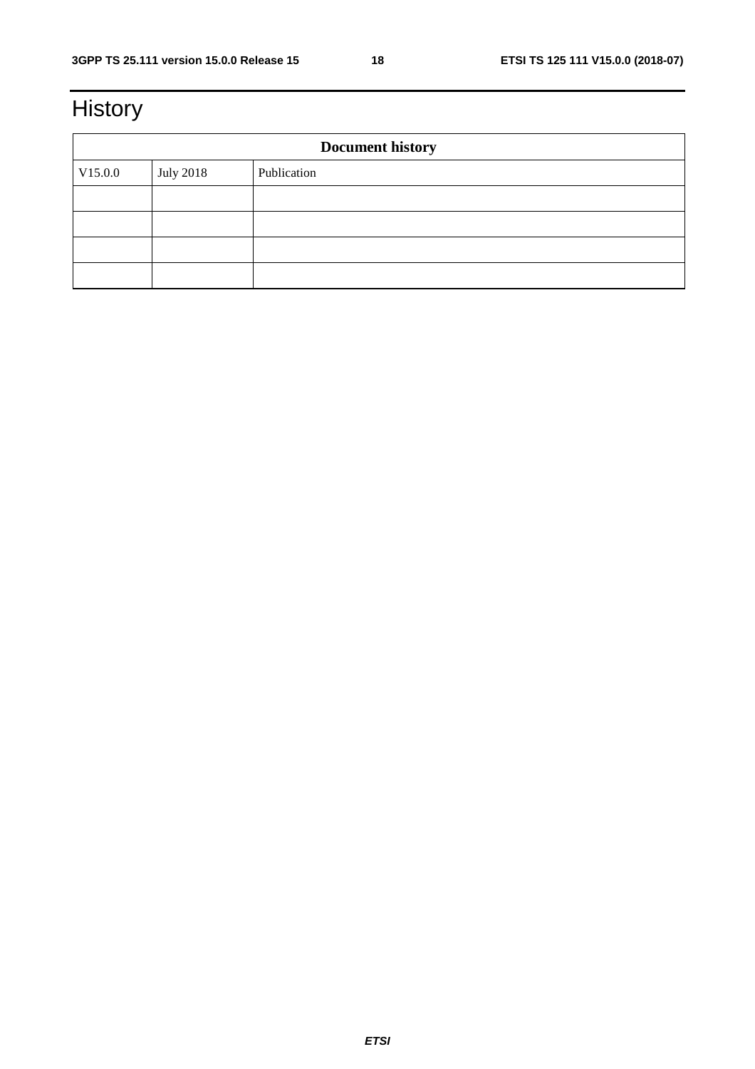# History

| Document history | | |
|---|---|---|
| V15.0.0 | July 2018 | Publication |
| | | |
| | | |
| | | |
| | | |